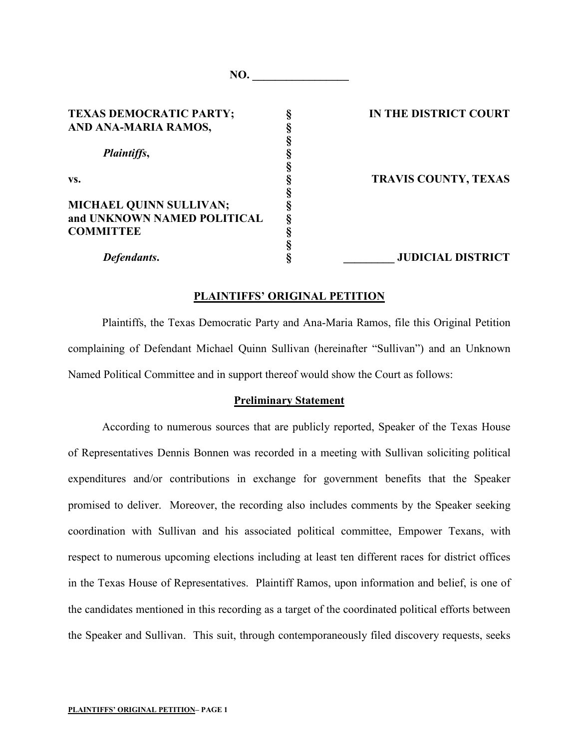NO. _________________

| | | |
|---|---|---|
| **TEXAS DEMOCRATIC PARTY; AND ANA-MARIA RAMOS,** | § | **IN THE DISTRICT COURT** |
| | § | |
| | § | |
| ***Plaintiffs*,** | § | |
| | § | |
| **vs.** | § | **TRAVIS COUNTY, TEXAS** |
| | § | |
| **MICHAEL QUINN SULLIVAN; and UNKNOWN NAMED POLITICAL COMMITTEE** | § | |
| | § | |
| | § | |
| | § | |
| ***Defendants*.** | § | **_________ JUDICIAL DISTRICT** |

## PLAINTIFFS' ORIGINAL PETITION

Plaintiffs, the Texas Democratic Party and Ana-Maria Ramos, file this Original Petition complaining of Defendant Michael Quinn Sullivan (hereinafter "Sullivan") and an Unknown Named Political Committee and in support thereof would show the Court as follows:

### Preliminary Statement

According to numerous sources that are publicly reported, Speaker of the Texas House of Representatives Dennis Bonnen was recorded in a meeting with Sullivan soliciting political expenditures and/or contributions in exchange for government benefits that the Speaker promised to deliver. Moreover, the recording also includes comments by the Speaker seeking coordination with Sullivan and his associated political committee, Empower Texans, with respect to numerous upcoming elections including at least ten different races for district offices in the Texas House of Representatives. Plaintiff Ramos, upon information and belief, is one of the candidates mentioned in this recording as a target of the coordinated political efforts between the Speaker and Sullivan. This suit, through contemporaneously filed discovery requests, seeks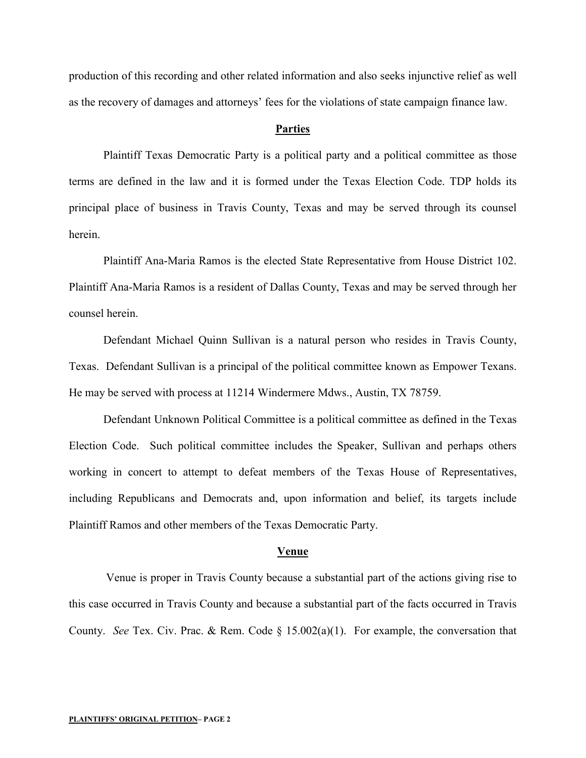production of this recording and other related information and also seeks injunctive relief as well as the recovery of damages and attorneys' fees for the violations of state campaign finance law.

## Parties

Plaintiff Texas Democratic Party is a political party and a political committee as those terms are defined in the law and it is formed under the Texas Election Code. TDP holds its principal place of business in Travis County, Texas and may be served through its counsel herein.

Plaintiff Ana-Maria Ramos is the elected State Representative from House District 102. Plaintiff Ana-Maria Ramos is a resident of Dallas County, Texas and may be served through her counsel herein.

Defendant Michael Quinn Sullivan is a natural person who resides in Travis County, Texas. Defendant Sullivan is a principal of the political committee known as Empower Texans. He may be served with process at 11214 Windermere Mdws., Austin, TX 78759.

Defendant Unknown Political Committee is a political committee as defined in the Texas Election Code. Such political committee includes the Speaker, Sullivan and perhaps others working in concert to attempt to defeat members of the Texas House of Representatives, including Republicans and Democrats and, upon information and belief, its targets include Plaintiff Ramos and other members of the Texas Democratic Party.

## Venue

Venue is proper in Travis County because a substantial part of the actions giving rise to this case occurred in Travis County and because a substantial part of the facts occurred in Travis County. *See* Tex. Civ. Prac. & Rem. Code § 15.002(a)(1). For example, the conversation that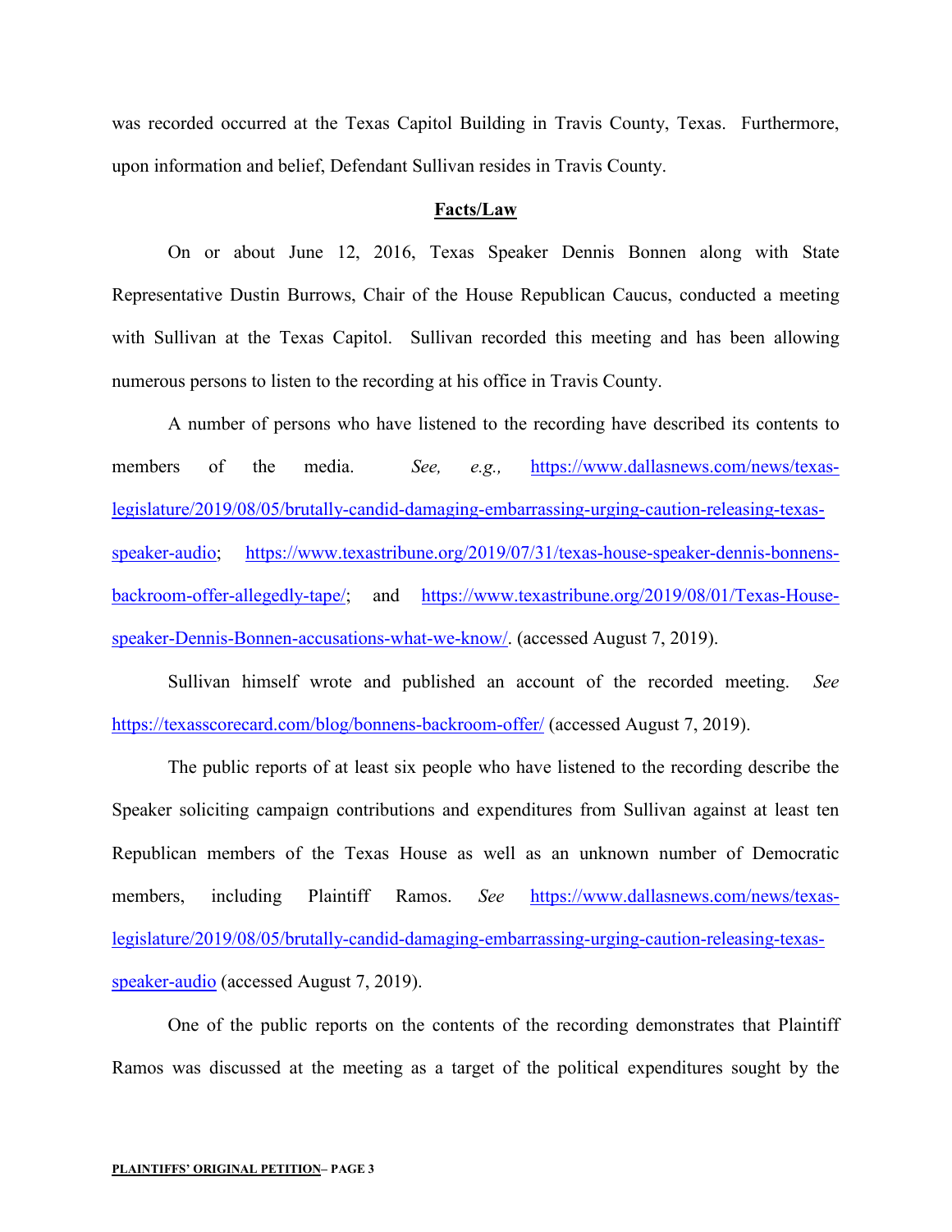was recorded occurred at the Texas Capitol Building in Travis County, Texas. Furthermore, upon information and belief, Defendant Sullivan resides in Travis County.

**Facts/Law**

On or about June 12, 2016, Texas Speaker Dennis Bonnen along with State Representative Dustin Burrows, Chair of the House Republican Caucus, conducted a meeting with Sullivan at the Texas Capitol. Sullivan recorded this meeting and has been allowing numerous persons to listen to the recording at his office in Travis County.

A number of persons who have listened to the recording have described its contents to members of the media. *See, e.g.,* https://www.dallasnews.com/news/texas-legislature/2019/08/05/brutally-candid-damaging-embarrassing-urging-caution-releasing-texas-speaker-audio; https://www.texastribune.org/2019/07/31/texas-house-speaker-dennis-bonnens-backroom-offer-allegedly-tape/; and https://www.texastribune.org/2019/08/01/Texas-House-speaker-Dennis-Bonnen-accusations-what-we-know/. (accessed August 7, 2019).

Sullivan himself wrote and published an account of the recorded meeting. *See* https://texasscorecard.com/blog/bonnens-backroom-offer/ (accessed August 7, 2019).

The public reports of at least six people who have listened to the recording describe the Speaker soliciting campaign contributions and expenditures from Sullivan against at least ten Republican members of the Texas House as well as an unknown number of Democratic members, including Plaintiff Ramos. *See* https://www.dallasnews.com/news/texas-legislature/2019/08/05/brutally-candid-damaging-embarrassing-urging-caution-releasing-texas-speaker-audio (accessed August 7, 2019).

One of the public reports on the contents of the recording demonstrates that Plaintiff Ramos was discussed at the meeting as a target of the political expenditures sought by the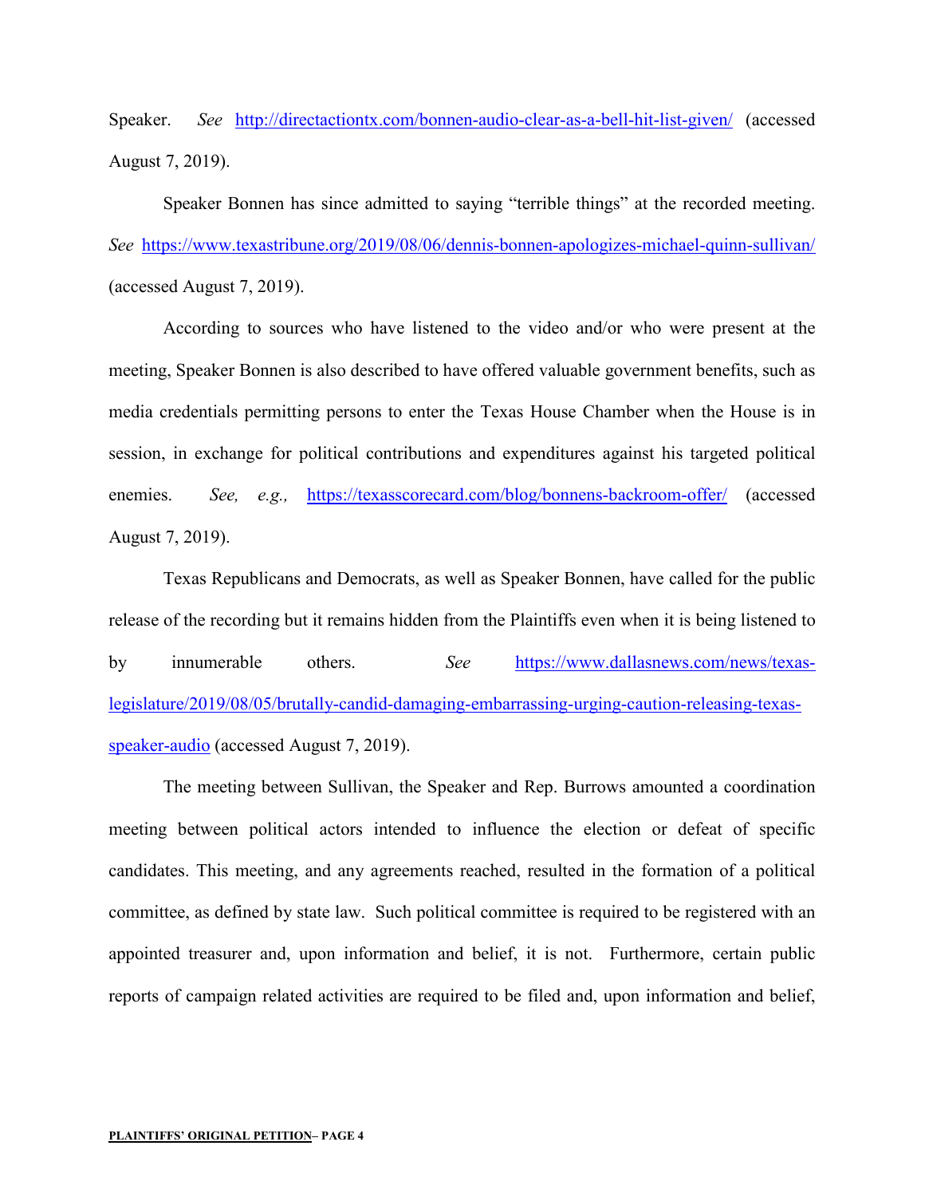Speaker. *See* http://directactiontx.com/bonnen-audio-clear-as-a-bell-hit-list-given/ (accessed August 7, 2019).

Speaker Bonnen has since admitted to saying "terrible things" at the recorded meeting. *See* https://www.texastribune.org/2019/08/06/dennis-bonnen-apologizes-michael-quinn-sullivan/ (accessed August 7, 2019).

According to sources who have listened to the video and/or who were present at the meeting, Speaker Bonnen is also described to have offered valuable government benefits, such as media credentials permitting persons to enter the Texas House Chamber when the House is in session, in exchange for political contributions and expenditures against his targeted political enemies. *See, e.g.,* https://texasscorecard.com/blog/bonnens-backroom-offer/ (accessed August 7, 2019).

Texas Republicans and Democrats, as well as Speaker Bonnen, have called for the public release of the recording but it remains hidden from the Plaintiffs even when it is being listened to by innumerable others. *See* https://www.dallasnews.com/news/texas-legislature/2019/08/05/brutally-candid-damaging-embarrassing-urging-caution-releasing-texas-speaker-audio (accessed August 7, 2019).

The meeting between Sullivan, the Speaker and Rep. Burrows amounted a coordination meeting between political actors intended to influence the election or defeat of specific candidates. This meeting, and any agreements reached, resulted in the formation of a political committee, as defined by state law. Such political committee is required to be registered with an appointed treasurer and, upon information and belief, it is not. Furthermore, certain public reports of campaign related activities are required to be filed and, upon information and belief,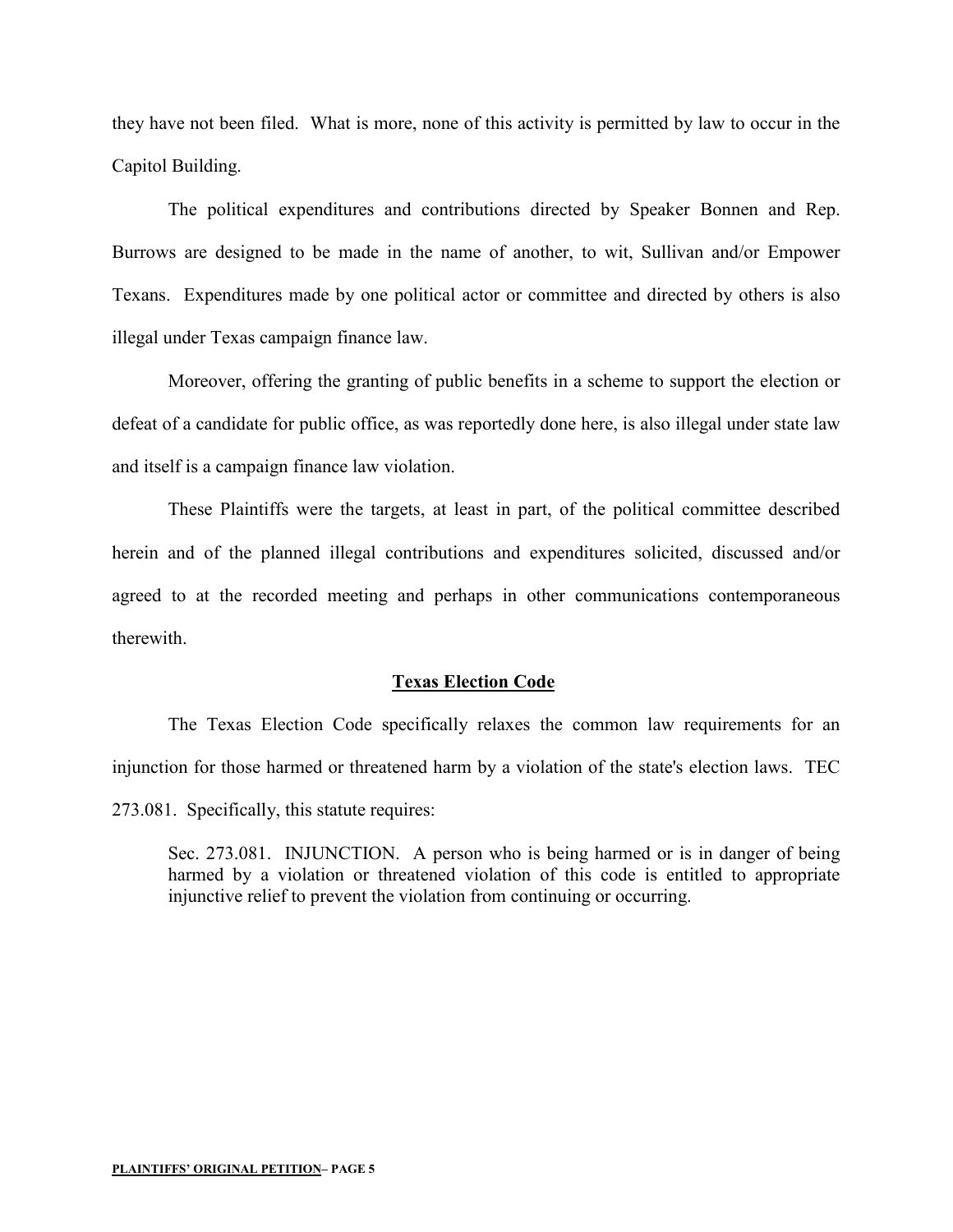they have not been filed. What is more, none of this activity is permitted by law to occur in the Capitol Building.

The political expenditures and contributions directed by Speaker Bonnen and Rep. Burrows are designed to be made in the name of another, to wit, Sullivan and/or Empower Texans. Expenditures made by one political actor or committee and directed by others is also illegal under Texas campaign finance law.

Moreover, offering the granting of public benefits in a scheme to support the election or defeat of a candidate for public office, as was reportedly done here, is also illegal under state law and itself is a campaign finance law violation.

These Plaintiffs were the targets, at least in part, of the political committee described herein and of the planned illegal contributions and expenditures solicited, discussed and/or agreed to at the recorded meeting and perhaps in other communications contemporaneous therewith.

## Texas Election Code

The Texas Election Code specifically relaxes the common law requirements for an injunction for those harmed or threatened harm by a violation of the state's election laws. TEC 273.081. Specifically, this statute requires:

> Sec. 273.081. INJUNCTION. A person who is being harmed or is in danger of being harmed by a violation or threatened violation of this code is entitled to appropriate injunctive relief to prevent the violation from continuing or occurring.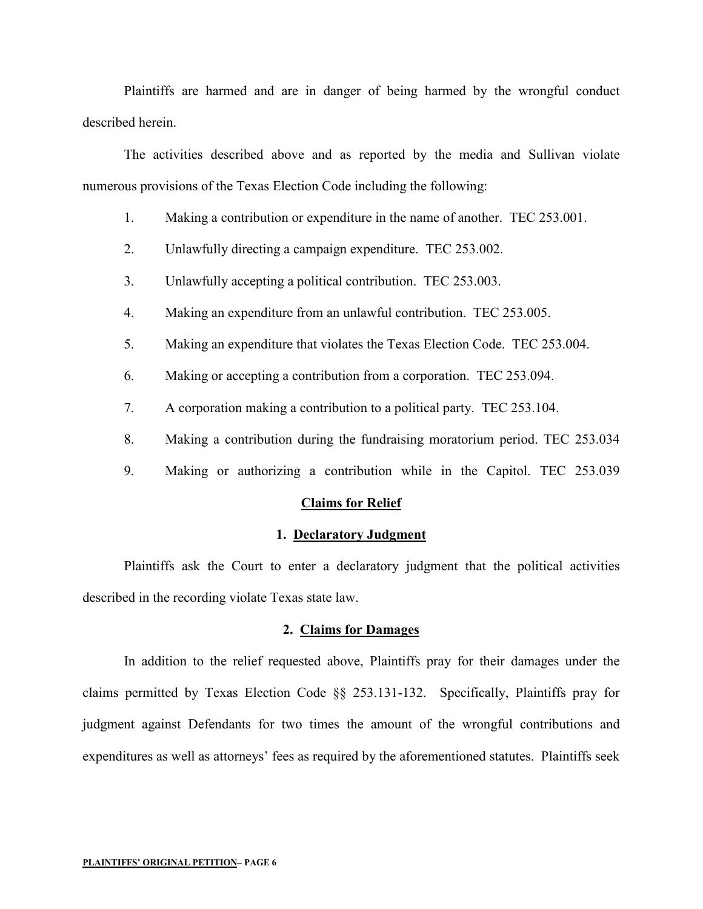Plaintiffs are harmed and are in danger of being harmed by the wrongful conduct described herein.

The activities described above and as reported by the media and Sullivan violate numerous provisions of the Texas Election Code including the following:

1. Making a contribution or expenditure in the name of another. TEC 253.001.
2. Unlawfully directing a campaign expenditure. TEC 253.002.
3. Unlawfully accepting a political contribution. TEC 253.003.
4. Making an expenditure from an unlawful contribution. TEC 253.005.
5. Making an expenditure that violates the Texas Election Code. TEC 253.004.
6. Making or accepting a contribution from a corporation. TEC 253.094.
7. A corporation making a contribution to a political party. TEC 253.104.
8. Making a contribution during the fundraising moratorium period. TEC 253.034
9. Making or authorizing a contribution while in the Capitol. TEC 253.039

## Claims for Relief

### 1. Declaratory Judgment

Plaintiffs ask the Court to enter a declaratory judgment that the political activities described in the recording violate Texas state law.

### 2. Claims for Damages

In addition to the relief requested above, Plaintiffs pray for their damages under the claims permitted by Texas Election Code §§ 253.131-132. Specifically, Plaintiffs pray for judgment against Defendants for two times the amount of the wrongful contributions and expenditures as well as attorneys' fees as required by the aforementioned statutes. Plaintiffs seek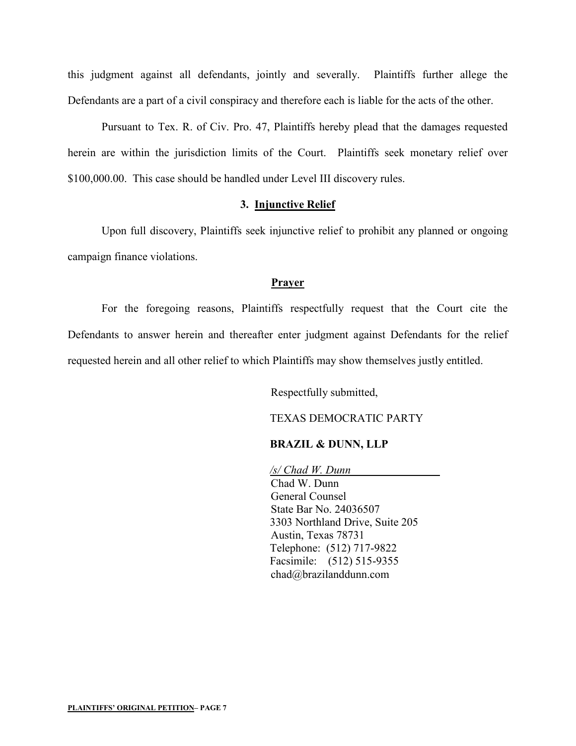this judgment against all defendants, jointly and severally. Plaintiffs further allege the Defendants are a part of a civil conspiracy and therefore each is liable for the acts of the other.

Pursuant to Tex. R. of Civ. Pro. 47, Plaintiffs hereby plead that the damages requested herein are within the jurisdiction limits of the Court. Plaintiffs seek monetary relief over $100,000.00. This case should be handled under Level III discovery rules.

### 3. Injunctive Relief

Upon full discovery, Plaintiffs seek injunctive relief to prohibit any planned or ongoing campaign finance violations.

### Prayer

For the foregoing reasons, Plaintiffs respectfully request that the Court cite the Defendants to answer herein and thereafter enter judgment against Defendants for the relief requested herein and all other relief to which Plaintiffs may show themselves justly entitled.

Respectfully submitted,

TEXAS DEMOCRATIC PARTY

**BRAZIL & DUNN, LLP**

*/s/ Chad W. Dunn*
Chad W. Dunn
General Counsel
State Bar No. 24036507
3303 Northland Drive, Suite 205
Austin, Texas 78731
Telephone: (512) 717-9822
Facsimile: (512) 515-9355
chad@brazilanddunn.com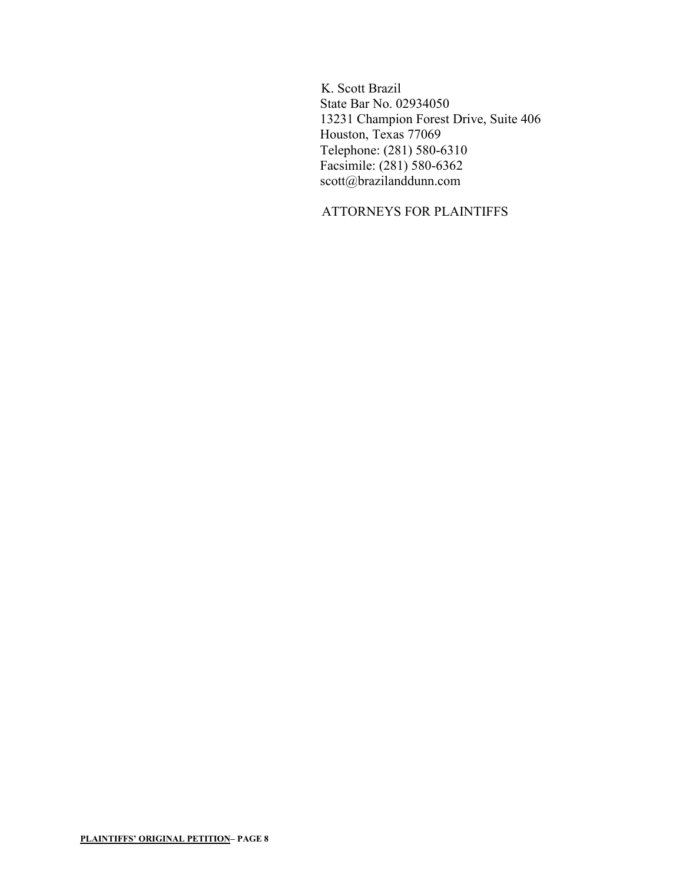K. Scott Brazil
State Bar No. 02934050
13231 Champion Forest Drive, Suite 406
Houston, Texas 77069
Telephone: (281) 580-6310
Facsimile: (281) 580-6362
scott@brazilanddunn.com

ATTORNEYS FOR PLAINTIFFS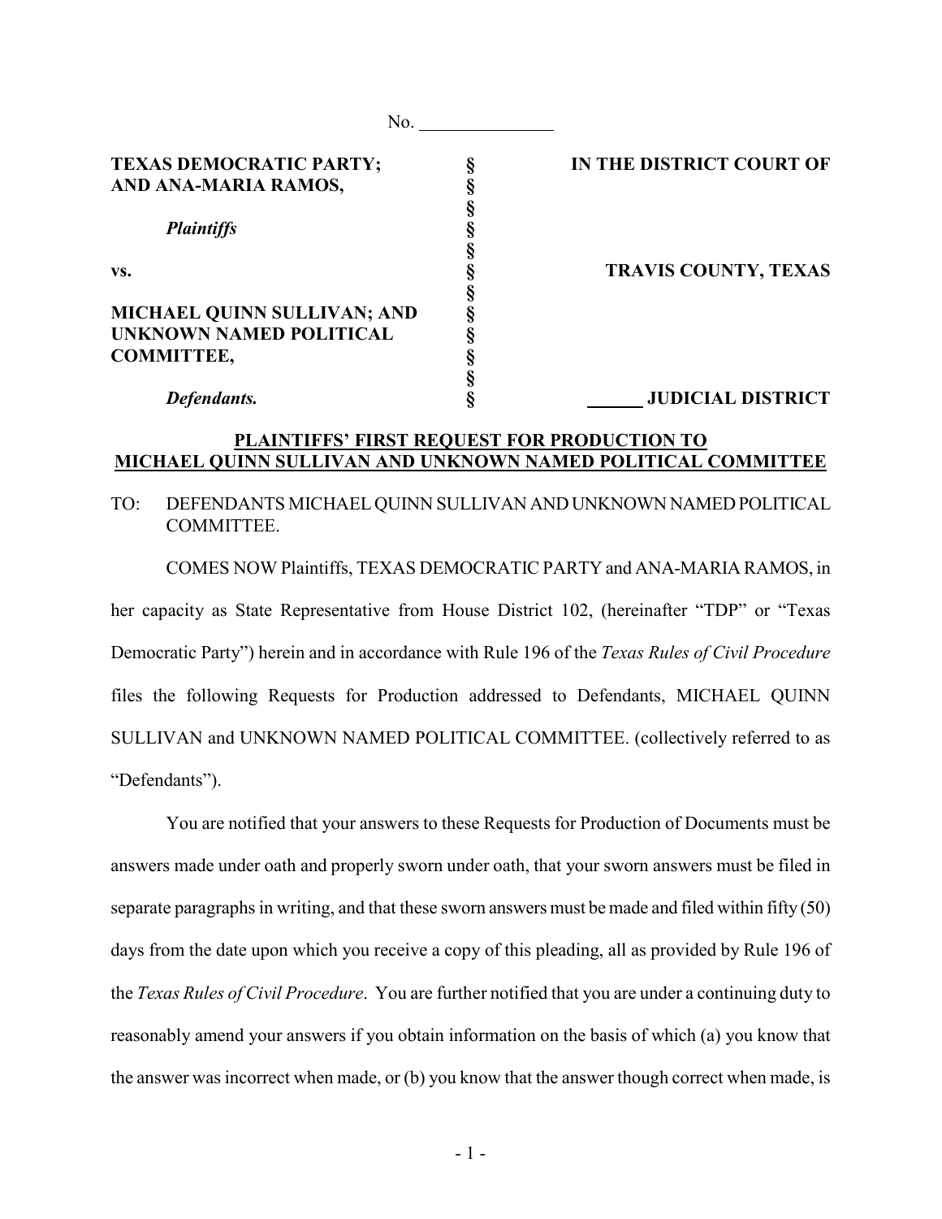No. _______________

| | | |
|---|---|---|
| **TEXAS DEMOCRATIC PARTY; AND ANA-MARIA RAMOS,** | § | **IN THE DISTRICT COURT OF** |
| | § | |
| ***Plaintiffs*** | § | |
| | § | |
| **vs.** | § | **TRAVIS COUNTY, TEXAS** |
| | § | |
| **MICHAEL QUINN SULLIVAN; AND UNKNOWN NAMED POLITICAL COMMITTEE,** | § | |
| | § | |
| ***Defendants.*** | § | **______ JUDICIAL DISTRICT** |

**PLAINTIFFS' FIRST REQUEST FOR PRODUCTION TO MICHAEL QUINN SULLIVAN AND UNKNOWN NAMED POLITICAL COMMITTEE**

TO: DEFENDANTS MICHAEL QUINN SULLIVAN AND UNKNOWN NAMED POLITICAL COMMITTEE.

COMES NOW Plaintiffs, TEXAS DEMOCRATIC PARTY and ANA-MARIA RAMOS, in her capacity as State Representative from House District 102, (hereinafter "TDP" or "Texas Democratic Party") herein and in accordance with Rule 196 of the *Texas Rules of Civil Procedure* files the following Requests for Production addressed to Defendants, MICHAEL QUINN SULLIVAN and UNKNOWN NAMED POLITICAL COMMITTEE. (collectively referred to as "Defendants").

You are notified that your answers to these Requests for Production of Documents must be answers made under oath and properly sworn under oath, that your sworn answers must be filed in separate paragraphs in writing, and that these sworn answers must be made and filed within fifty (50) days from the date upon which you receive a copy of this pleading, all as provided by Rule 196 of the *Texas Rules of Civil Procedure*. You are further notified that you are under a continuing duty to reasonably amend your answers if you obtain information on the basis of which (a) you know that the answer was incorrect when made, or (b) you know that the answer though correct when made, is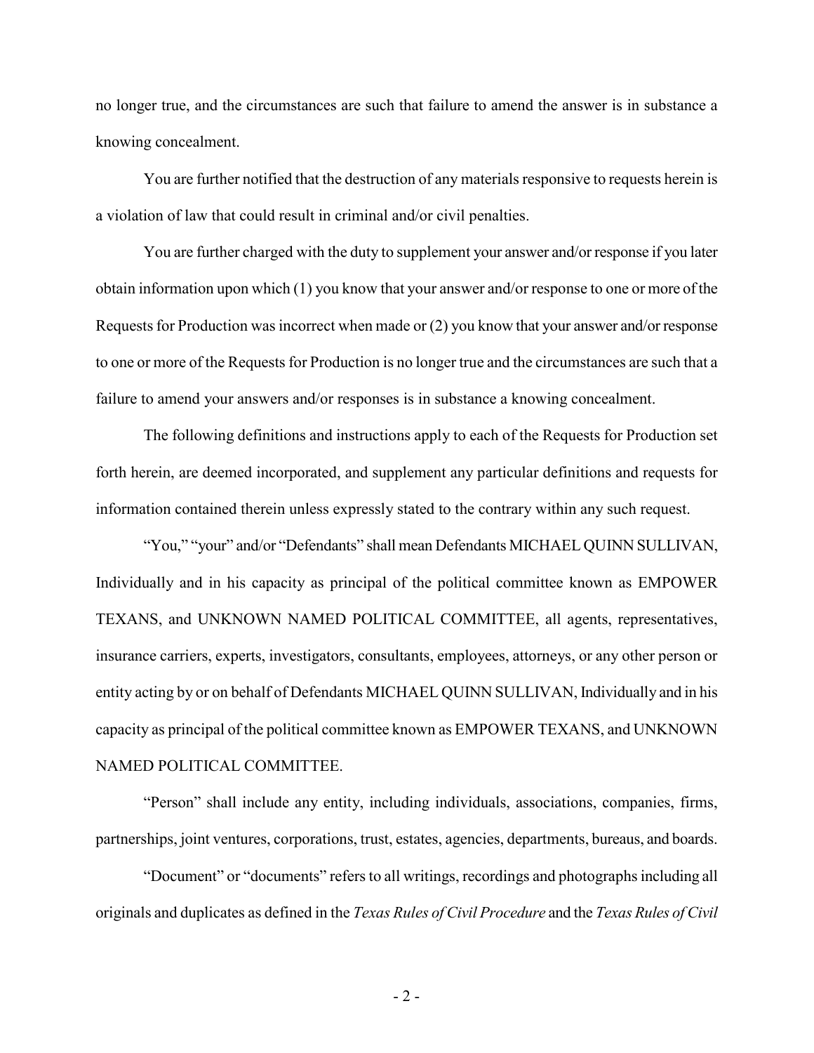no longer true, and the circumstances are such that failure to amend the answer is in substance a knowing concealment.

You are further notified that the destruction of any materials responsive to requests herein is a violation of law that could result in criminal and/or civil penalties.

You are further charged with the duty to supplement your answer and/or response if you later obtain information upon which (1) you know that your answer and/or response to one or more of the Requests for Production was incorrect when made or (2) you know that your answer and/or response to one or more of the Requests for Production is no longer true and the circumstances are such that a failure to amend your answers and/or responses is in substance a knowing concealment.

The following definitions and instructions apply to each of the Requests for Production set forth herein, are deemed incorporated, and supplement any particular definitions and requests for information contained therein unless expressly stated to the contrary within any such request.

"You," "your" and/or "Defendants" shall mean Defendants MICHAEL QUINN SULLIVAN, Individually and in his capacity as principal of the political committee known as EMPOWER TEXANS, and UNKNOWN NAMED POLITICAL COMMITTEE, all agents, representatives, insurance carriers, experts, investigators, consultants, employees, attorneys, or any other person or entity acting by or on behalf of Defendants MICHAEL QUINN SULLIVAN, Individually and in his capacity as principal of the political committee known as EMPOWER TEXANS, and UNKNOWN NAMED POLITICAL COMMITTEE.

"Person" shall include any entity, including individuals, associations, companies, firms, partnerships, joint ventures, corporations, trust, estates, agencies, departments, bureaus, and boards.

"Document" or "documents" refers to all writings, recordings and photographs including all originals and duplicates as defined in the *Texas Rules of Civil Procedure* and the *Texas Rules of Civil*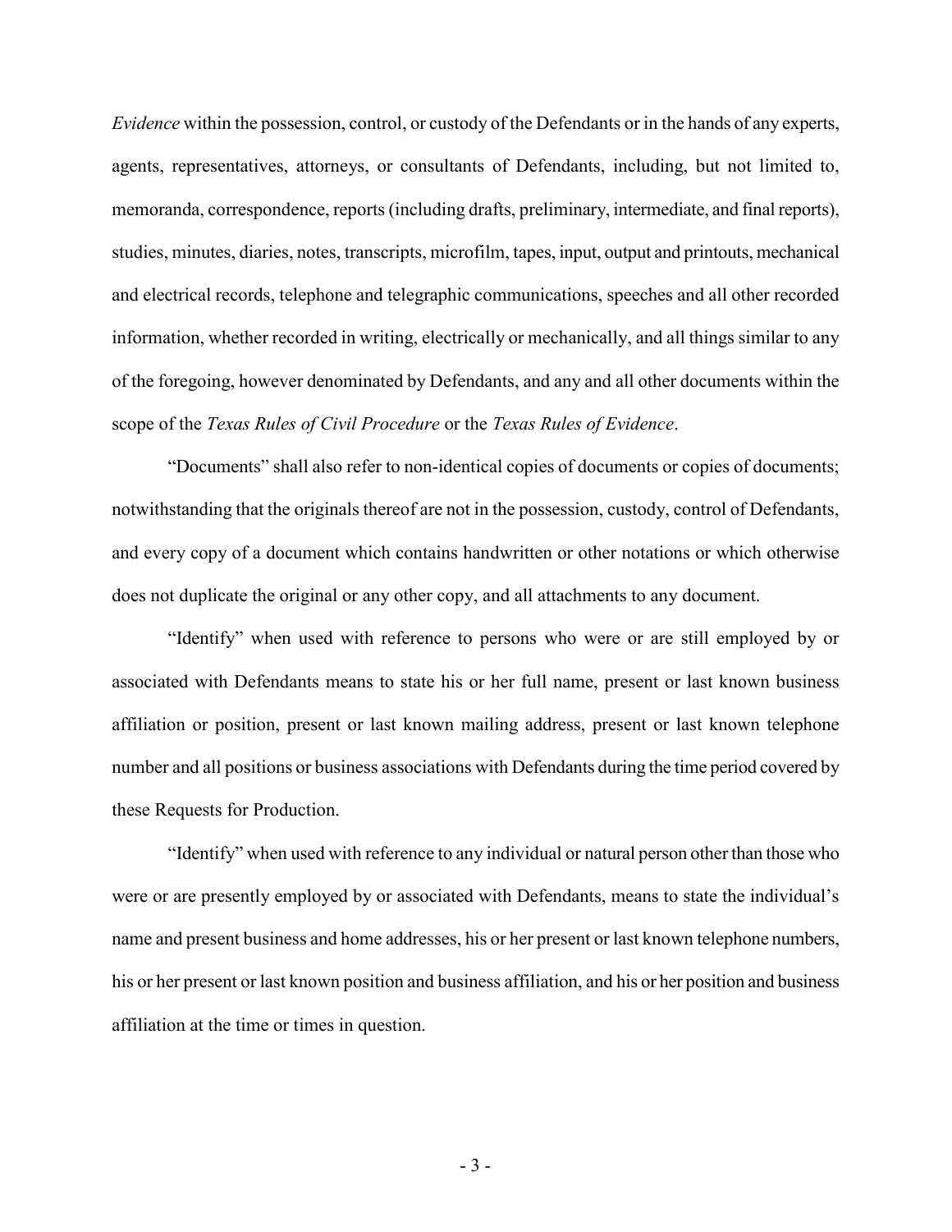*Evidence* within the possession, control, or custody of the Defendants or in the hands of any experts, agents, representatives, attorneys, or consultants of Defendants, including, but not limited to, memoranda, correspondence, reports (including drafts, preliminary, intermediate, and final reports), studies, minutes, diaries, notes, transcripts, microfilm, tapes, input, output and printouts, mechanical and electrical records, telephone and telegraphic communications, speeches and all other recorded information, whether recorded in writing, electrically or mechanically, and all things similar to any of the foregoing, however denominated by Defendants, and any and all other documents within the scope of the *Texas Rules of Civil Procedure* or the *Texas Rules of Evidence*.

"Documents" shall also refer to non-identical copies of documents or copies of documents; notwithstanding that the originals thereof are not in the possession, custody, control of Defendants, and every copy of a document which contains handwritten or other notations or which otherwise does not duplicate the original or any other copy, and all attachments to any document.

"Identify" when used with reference to persons who were or are still employed by or associated with Defendants means to state his or her full name, present or last known business affiliation or position, present or last known mailing address, present or last known telephone number and all positions or business associations with Defendants during the time period covered by these Requests for Production.

"Identify" when used with reference to any individual or natural person other than those who were or are presently employed by or associated with Defendants, means to state the individual's name and present business and home addresses, his or her present or last known telephone numbers, his or her present or last known position and business affiliation, and his or her position and business affiliation at the time or times in question.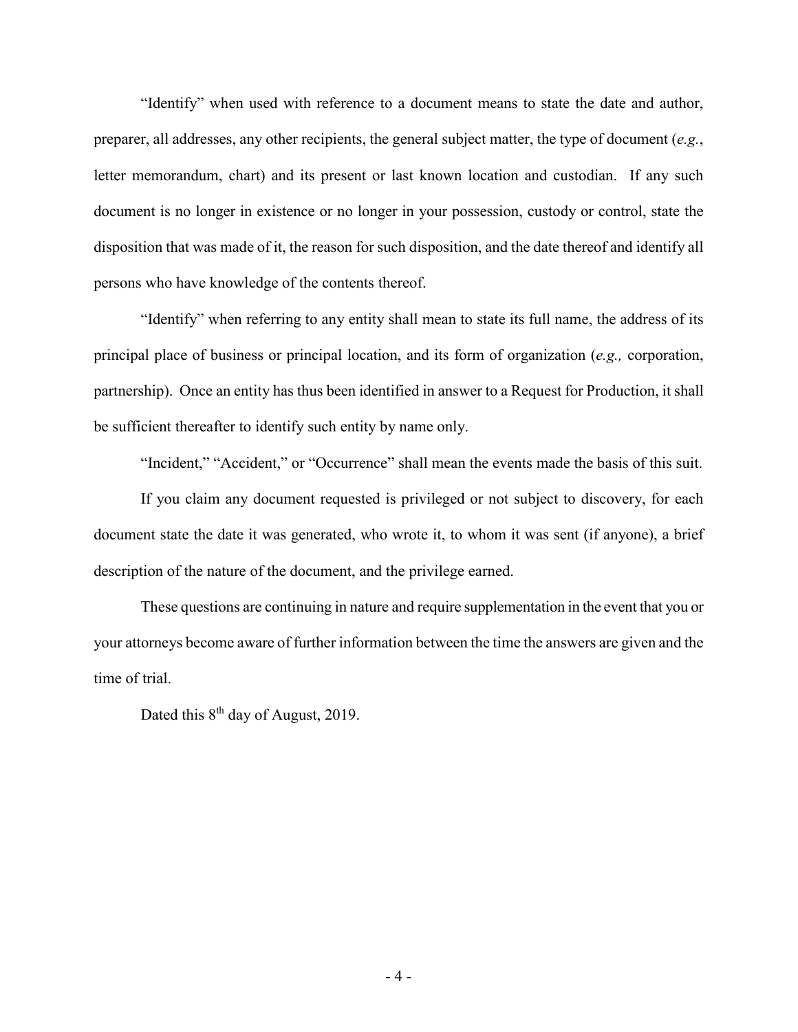"Identify" when used with reference to a document means to state the date and author, preparer, all addresses, any other recipients, the general subject matter, the type of document (*e.g.*, letter memorandum, chart) and its present or last known location and custodian. If any such document is no longer in existence or no longer in your possession, custody or control, state the disposition that was made of it, the reason for such disposition, and the date thereof and identify all persons who have knowledge of the contents thereof.

"Identify" when referring to any entity shall mean to state its full name, the address of its principal place of business or principal location, and its form of organization (*e.g.,* corporation, partnership). Once an entity has thus been identified in answer to a Request for Production, it shall be sufficient thereafter to identify such entity by name only.

"Incident," "Accident," or "Occurrence" shall mean the events made the basis of this suit.

If you claim any document requested is privileged or not subject to discovery, for each document state the date it was generated, who wrote it, to whom it was sent (if anyone), a brief description of the nature of the document, and the privilege earned.

These questions are continuing in nature and require supplementation in the event that you or your attorneys become aware of further information between the time the answers are given and the time of trial.

Dated this 8th day of August, 2019.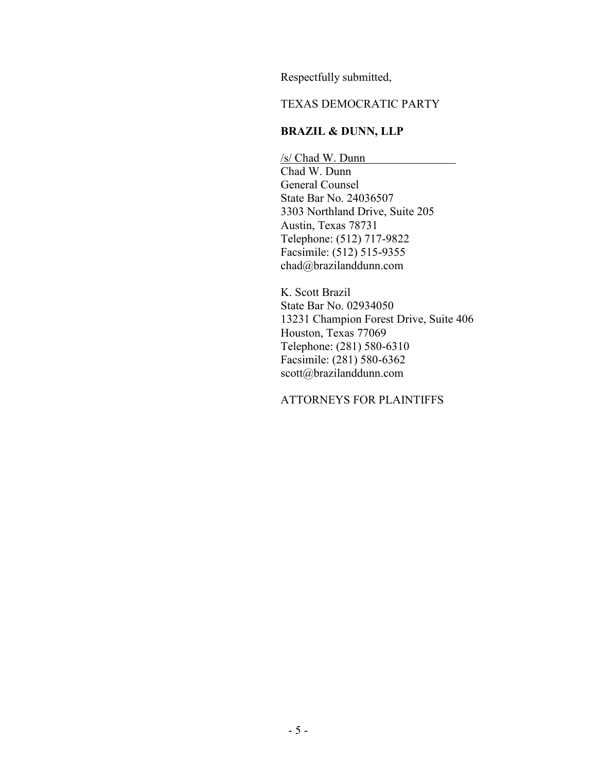Respectfully submitted,

TEXAS DEMOCRATIC PARTY

**BRAZIL & DUNN, LLP**

/s/ Chad W. Dunn
Chad W. Dunn
General Counsel
State Bar No. 24036507
3303 Northland Drive, Suite 205
Austin, Texas 78731
Telephone: (512) 717-9822
Facsimile: (512) 515-9355
chad@brazilanddunn.com

K. Scott Brazil
State Bar No. 02934050
13231 Champion Forest Drive, Suite 406
Houston, Texas 77069
Telephone: (281) 580-6310
Facsimile: (281) 580-6362
scott@brazilanddunn.com

ATTORNEYS FOR PLAINTIFFS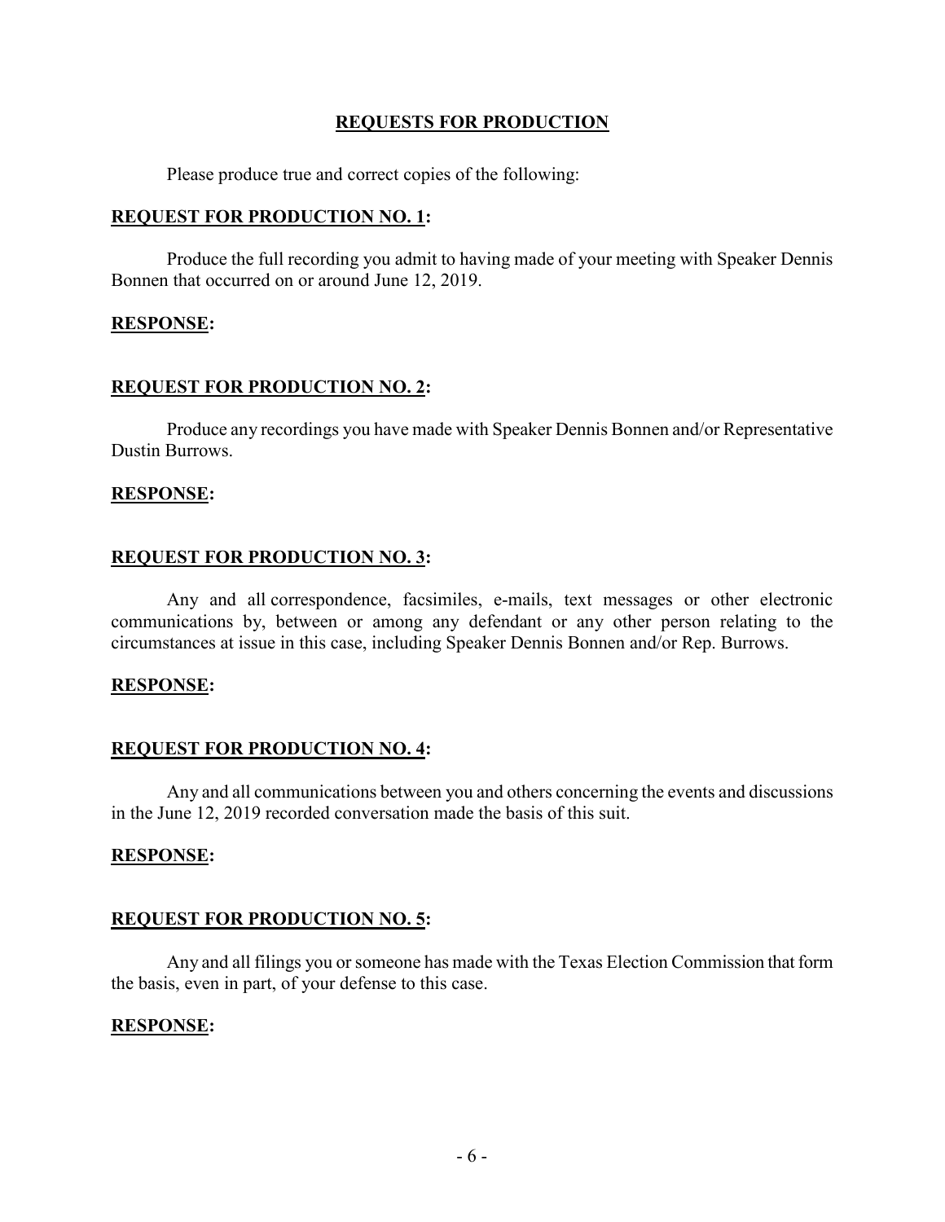## REQUESTS FOR PRODUCTION

Please produce true and correct copies of the following:

**REQUEST FOR PRODUCTION NO. 1:**

Produce the full recording you admit to having made of your meeting with Speaker Dennis Bonnen that occurred on or around June 12, 2019.

**RESPONSE:**

**REQUEST FOR PRODUCTION NO. 2:**

Produce any recordings you have made with Speaker Dennis Bonnen and/or Representative Dustin Burrows.

**RESPONSE:**

**REQUEST FOR PRODUCTION NO. 3:**

Any and all correspondence, facsimiles, e-mails, text messages or other electronic communications by, between or among any defendant or any other person relating to the circumstances at issue in this case, including Speaker Dennis Bonnen and/or Rep. Burrows.

**RESPONSE:**

**REQUEST FOR PRODUCTION NO. 4:**

Any and all communications between you and others concerning the events and discussions in the June 12, 2019 recorded conversation made the basis of this suit.

**RESPONSE:**

**REQUEST FOR PRODUCTION NO. 5:**

Any and all filings you or someone has made with the Texas Election Commission that form the basis, even in part, of your defense to this case.

**RESPONSE:**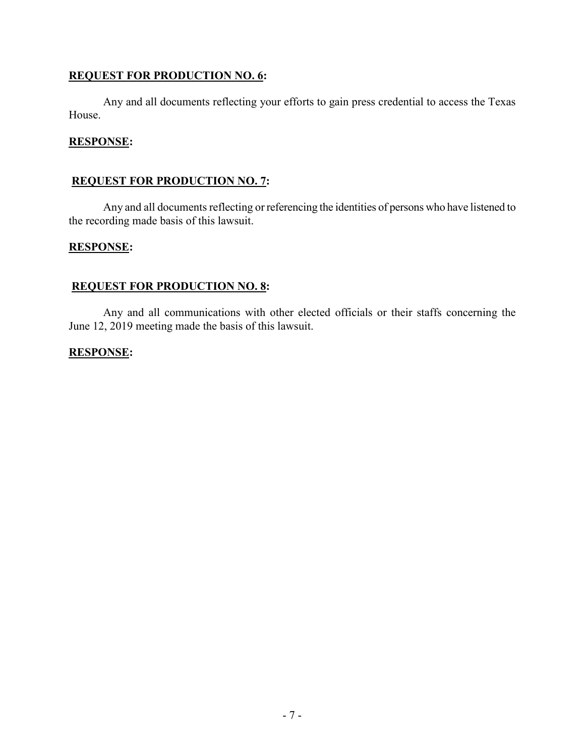**REQUEST FOR PRODUCTION NO. 6:**

Any and all documents reflecting your efforts to gain press credential to access the Texas House.

**RESPONSE:**

**REQUEST FOR PRODUCTION NO. 7:**

Any and all documents reflecting or referencing the identities of persons who have listened to the recording made basis of this lawsuit.

**RESPONSE:**

**REQUEST FOR PRODUCTION NO. 8:**

Any and all communications with other elected officials or their staffs concerning the June 12, 2019 meeting made the basis of this lawsuit.

**RESPONSE:**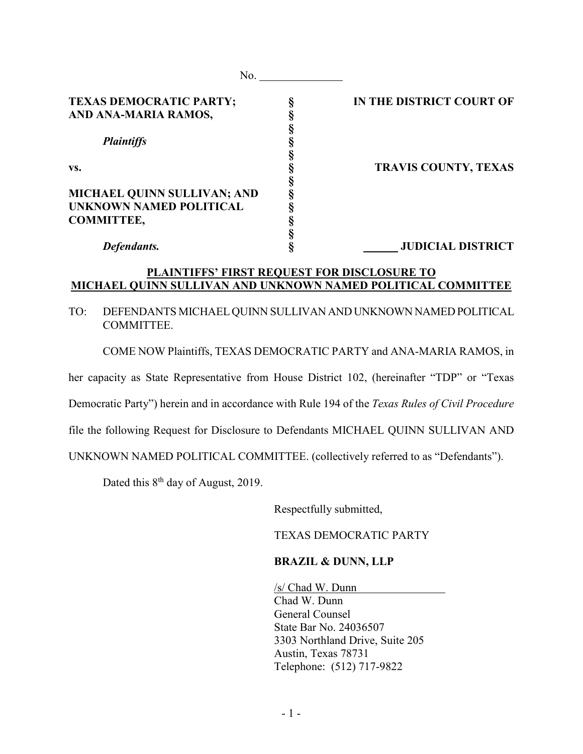No. _______________

| | | |
|---|---|---|
| **TEXAS DEMOCRATIC PARTY; AND ANA-MARIA RAMOS,** | § | **IN THE DISTRICT COURT OF** |
| | § | |
| ***Plaintiffs*** | § | |
| | § | |
| **vs.** | § | **TRAVIS COUNTY, TEXAS** |
| | § | |
| **MICHAEL QUINN SULLIVAN; AND UNKNOWN NAMED POLITICAL COMMITTEE,** | § | |
| | § | |
| ***Defendants.*** | § | **______ JUDICIAL DISTRICT** |

**PLAINTIFFS' FIRST REQUEST FOR DISCLOSURE TO MICHAEL QUINN SULLIVAN AND UNKNOWN NAMED POLITICAL COMMITTEE**

TO: DEFENDANTS MICHAEL QUINN SULLIVAN AND UNKNOWN NAMED POLITICAL COMMITTEE.

COME NOW Plaintiffs, TEXAS DEMOCRATIC PARTY and ANA-MARIA RAMOS, in her capacity as State Representative from House District 102, (hereinafter "TDP" or "Texas Democratic Party") herein and in accordance with Rule 194 of the *Texas Rules of Civil Procedure* file the following Request for Disclosure to Defendants MICHAEL QUINN SULLIVAN AND UNKNOWN NAMED POLITICAL COMMITTEE. (collectively referred to as "Defendants").

Dated this 8th day of August, 2019.

Respectfully submitted,

TEXAS DEMOCRATIC PARTY

**BRAZIL & DUNN, LLP**

/s/ Chad W. Dunn
Chad W. Dunn
General Counsel
State Bar No. 24036507
3303 Northland Drive, Suite 205
Austin, Texas 78731
Telephone: (512) 717-9822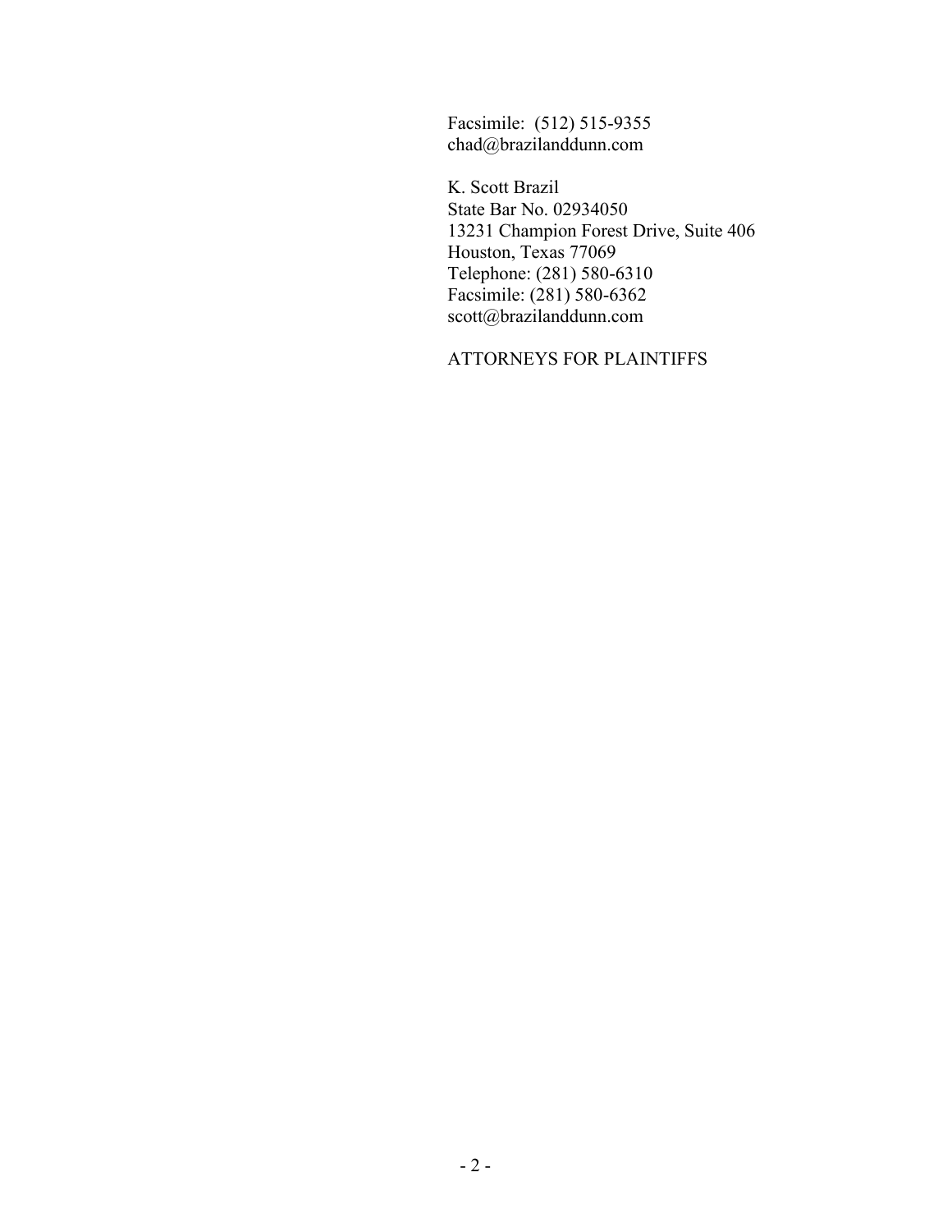Facsimile: (512) 515-9355
chad@brazilanddunn.com

K. Scott Brazil
State Bar No. 02934050
13231 Champion Forest Drive, Suite 406
Houston, Texas 77069
Telephone: (281) 580-6310
Facsimile: (281) 580-6362
scott@brazilanddunn.com

ATTORNEYS FOR PLAINTIFFS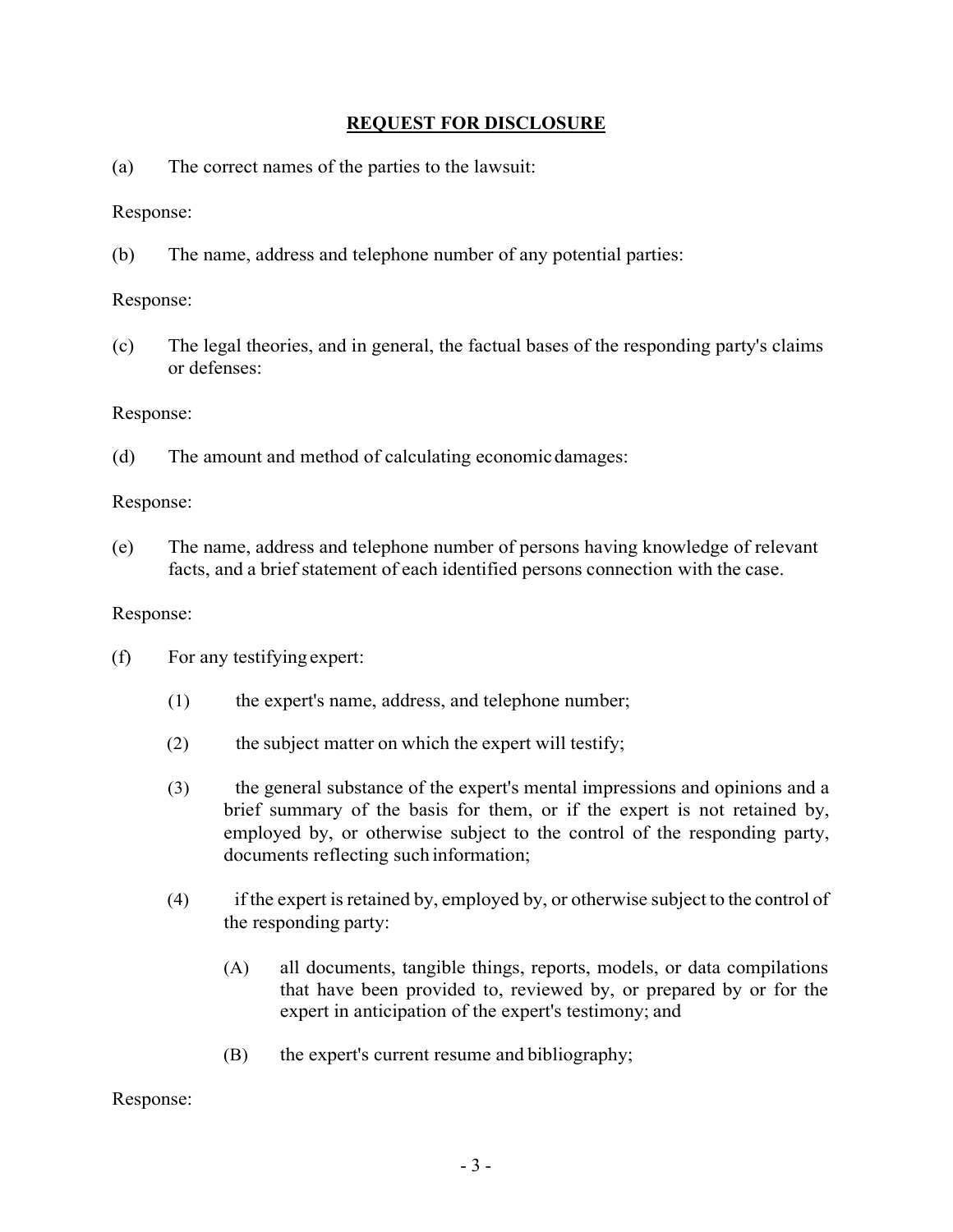## REQUEST FOR DISCLOSURE

(a) The correct names of the parties to the lawsuit:

Response:

(b) The name, address and telephone number of any potential parties:

Response:

(c) The legal theories, and in general, the factual bases of the responding party's claims or defenses:

Response:

(d) The amount and method of calculating economic damages:

Response:

(e) The name, address and telephone number of persons having knowledge of relevant facts, and a brief statement of each identified persons connection with the case.

Response:

(f) For any testifying expert:

(1) the expert's name, address, and telephone number;

(2) the subject matter on which the expert will testify;

(3) the general substance of the expert's mental impressions and opinions and a brief summary of the basis for them, or if the expert is not retained by, employed by, or otherwise subject to the control of the responding party, documents reflecting such information;

(4) if the expert is retained by, employed by, or otherwise subject to the control of the responding party:

(A) all documents, tangible things, reports, models, or data compilations that have been provided to, reviewed by, or prepared by or for the expert in anticipation of the expert's testimony; and

(B) the expert's current resume and bibliography;

Response: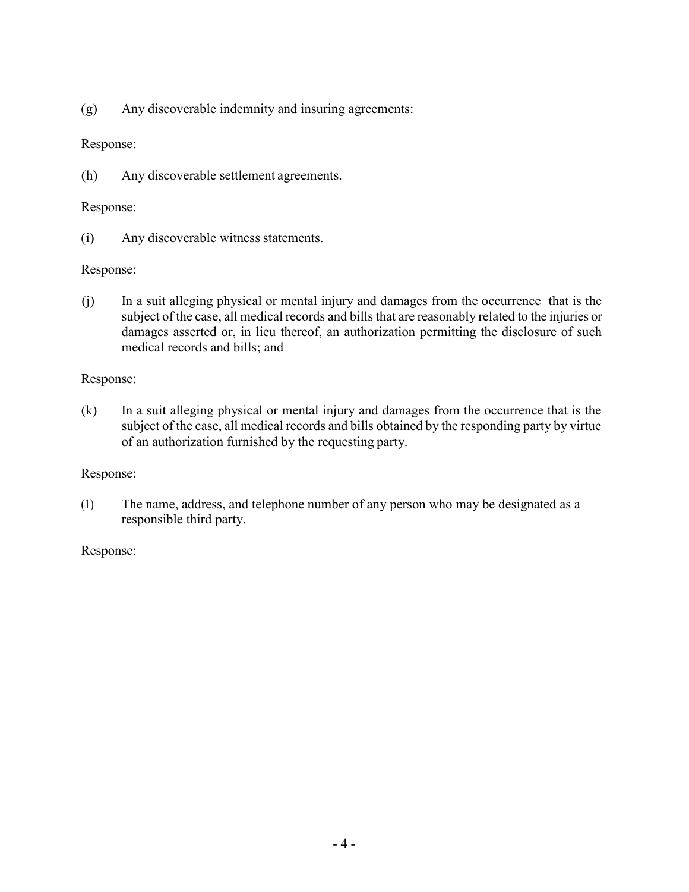(g) Any discoverable indemnity and insuring agreements:

Response:

(h) Any discoverable settlement agreements.

Response:

(i) Any discoverable witness statements.

Response:

(j) In a suit alleging physical or mental injury and damages from the occurrence that is the subject of the case, all medical records and bills that are reasonably related to the injuries or damages asserted or, in lieu thereof, an authorization permitting the disclosure of such medical records and bills; and

Response:

(k) In a suit alleging physical or mental injury and damages from the occurrence that is the subject of the case, all medical records and bills obtained by the responding party by virtue of an authorization furnished by the requesting party.

Response:

(l) The name, address, and telephone number of any person who may be designated as a responsible third party.

Response: